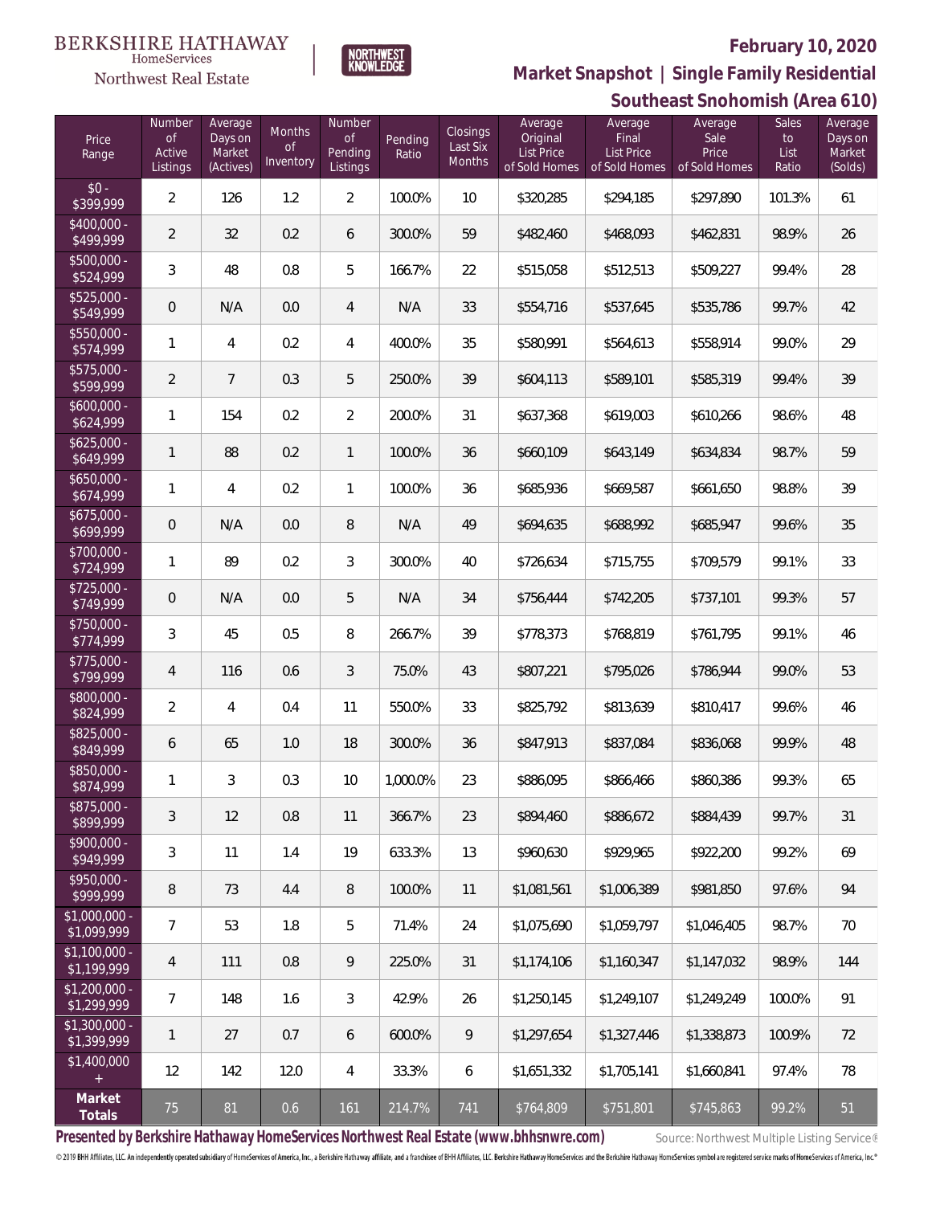BERKSHIRE HATHAWAY HomeServices Northwest Real Estate

NORTHWEST KNOWLEDGE

**February 10, 2020**

**Market Snapshot | Single Family Residential**

**Southeast Snohomish (Area 610)**

| Price Range | Number of Active Listings | Average Days on Market (Actives) | Months of Inventory | Number of Pending Listings | Pending Ratio | Closings Last Six Months | Average Original List Price of Sold Homes | Average Final List Price of Sold Homes | Average Sale Price of Sold Homes | Sales to List Ratio | Average Days on Market (Solds) |
|---|---|---|---|---|---|---|---|---|---|---|---|
| $0 - $399,999 | 2 | 126 | 1.2 | 2 | 100.0% | 10 | $320,285 | $294,185 | $297,890 | 101.3% | 61 |
| $400,000 - $499,999 | 2 | 32 | 0.2 | 6 | 300.0% | 59 | $482,460 | $468,093 | $462,831 | 98.9% | 26 |
| $500,000 - $524,999 | 3 | 48 | 0.8 | 5 | 166.7% | 22 | $515,058 | $512,513 | $509,227 | 99.4% | 28 |
| $525,000 - $549,999 | 0 | N/A | 0.0 | 4 | N/A | 33 | $554,716 | $537,645 | $535,786 | 99.7% | 42 |
| $550,000 - $574,999 | 1 | 4 | 0.2 | 4 | 400.0% | 35 | $580,991 | $564,613 | $558,914 | 99.0% | 29 |
| $575,000 - $599,999 | 2 | 7 | 0.3 | 5 | 250.0% | 39 | $604,113 | $589,101 | $585,319 | 99.4% | 39 |
| $600,000 - $624,999 | 1 | 154 | 0.2 | 2 | 200.0% | 31 | $637,368 | $619,003 | $610,266 | 98.6% | 48 |
| $625,000 - $649,999 | 1 | 88 | 0.2 | 1 | 100.0% | 36 | $660,109 | $643,149 | $634,834 | 98.7% | 59 |
| $650,000 - $674,999 | 1 | 4 | 0.2 | 1 | 100.0% | 36 | $685,936 | $669,587 | $661,650 | 98.8% | 39 |
| $675,000 - $699,999 | 0 | N/A | 0.0 | 8 | N/A | 49 | $694,635 | $688,992 | $685,947 | 99.6% | 35 |
| $700,000 - $724,999 | 1 | 89 | 0.2 | 3 | 300.0% | 40 | $726,634 | $715,755 | $709,579 | 99.1% | 33 |
| $725,000 - $749,999 | 0 | N/A | 0.0 | 5 | N/A | 34 | $756,444 | $742,205 | $737,101 | 99.3% | 57 |
| $750,000 - $774,999 | 3 | 45 | 0.5 | 8 | 266.7% | 39 | $778,373 | $768,819 | $761,795 | 99.1% | 46 |
| $775,000 - $799,999 | 4 | 116 | 0.6 | 3 | 75.0% | 43 | $807,221 | $795,026 | $786,944 | 99.0% | 53 |
| $800,000 - $824,999 | 2 | 4 | 0.4 | 11 | 550.0% | 33 | $825,792 | $813,639 | $810,417 | 99.6% | 46 |
| $825,000 - $849,999 | 6 | 65 | 1.0 | 18 | 300.0% | 36 | $847,913 | $837,084 | $836,068 | 99.9% | 48 |
| $850,000 - $874,999 | 1 | 3 | 0.3 | 10 | 1,000.0% | 23 | $886,095 | $866,466 | $860,386 | 99.3% | 65 |
| $875,000 - $899,999 | 3 | 12 | 0.8 | 11 | 366.7% | 23 | $894,460 | $886,672 | $884,439 | 99.7% | 31 |
| $900,000 - $949,999 | 3 | 11 | 1.4 | 19 | 633.3% | 13 | $960,630 | $929,965 | $922,200 | 99.2% | 69 |
| $950,000 - $999,999 | 8 | 73 | 4.4 | 8 | 100.0% | 11 | $1,081,561 | $1,006,389 | $981,850 | 97.6% | 94 |
| $1,000,000 - $1,099,999 | 7 | 53 | 1.8 | 5 | 71.4% | 24 | $1,075,690 | $1,059,797 | $1,046,405 | 98.7% | 70 |
| $1,100,000 - $1,199,999 | 4 | 111 | 0.8 | 9 | 225.0% | 31 | $1,174,106 | $1,160,347 | $1,147,032 | 98.9% | 144 |
| $1,200,000 - $1,299,999 | 7 | 148 | 1.6 | 3 | 42.9% | 26 | $1,250,145 | $1,249,107 | $1,249,249 | 100.0% | 91 |
| $1,300,000 - $1,399,999 | 1 | 27 | 0.7 | 6 | 600.0% | 9 | $1,297,654 | $1,327,446 | $1,338,873 | 100.9% | 72 |
| $1,400,000 + | 12 | 142 | 12.0 | 4 | 33.3% | 6 | $1,651,332 | $1,705,141 | $1,660,841 | 97.4% | 78 |
| **Market Totals** | 75 | 81 | 0.6 | 161 | 214.7% | 741 | $764,809 | $751,801 | $745,863 | 99.2% | 51 |

**Presented by Berkshire Hathaway HomeServices Northwest Real Estate (www.bhhsnwre.com)**

Source: Northwest Multiple Listing Service®

© 2019 BHH Affiliates, LLC. An independently operated subsidiary of HomeServices of America, Inc., a Berkshire Hathaway affiliate, and a franchisee of BHH Affiliates, LLC. Berkshire Hathaway HomeServices and the Berkshire Hathaway HomeServices symbol are registered service marks of HomeServices of America, Inc.®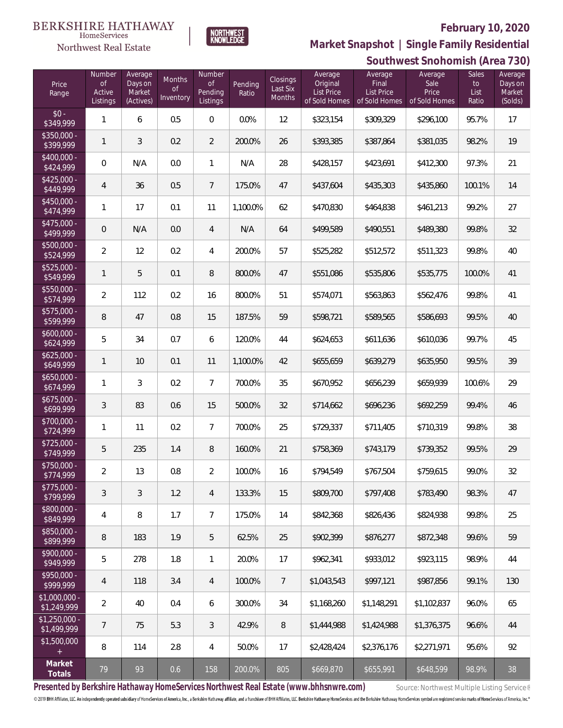BERKSHIRE HATHAWAY HomeServices Northwest Real Estate

NORTHWEST KNOWLEDGE

**February 10, 2020**

## Market Snapshot | Single Family Residential

## Southwest Snohomish (Area 730)

| Price Range | Number of Active Listings | Average Days on Market (Actives) | Months of Inventory | Number of Pending Listings | Pending Ratio | Closings Last Six Months | Average Original List Price of Sold Homes | Average Final List Price of Sold Homes | Average Sale Price of Sold Homes | Sales to List Ratio | Average Days on Market (Solds) |
|---|---|---|---|---|---|---|---|---|---|---|---|
| $0 - $349,999 | 1 | 6 | 0.5 | 0 | 0.0% | 12 | $323,154 | $309,329 | $296,100 | 95.7% | 17 |
| $350,000 - $399,999 | 1 | 3 | 0.2 | 2 | 200.0% | 26 | $393,385 | $387,864 | $381,035 | 98.2% | 19 |
| $400,000 - $424,999 | 0 | N/A | 0.0 | 1 | N/A | 28 | $428,157 | $423,691 | $412,300 | 97.3% | 21 |
| $425,000 - $449,999 | 4 | 36 | 0.5 | 7 | 175.0% | 47 | $437,604 | $435,303 | $435,860 | 100.1% | 14 |
| $450,000 - $474,999 | 1 | 17 | 0.1 | 11 | 1,100.0% | 62 | $470,830 | $464,838 | $461,213 | 99.2% | 27 |
| $475,000 - $499,999 | 0 | N/A | 0.0 | 4 | N/A | 64 | $499,589 | $490,551 | $489,380 | 99.8% | 32 |
| $500,000 - $524,999 | 2 | 12 | 0.2 | 4 | 200.0% | 57 | $525,282 | $512,572 | $511,323 | 99.8% | 40 |
| $525,000 - $549,999 | 1 | 5 | 0.1 | 8 | 800.0% | 47 | $551,086 | $535,806 | $535,775 | 100.0% | 41 |
| $550,000 - $574,999 | 2 | 112 | 0.2 | 16 | 800.0% | 51 | $574,071 | $563,863 | $562,476 | 99.8% | 41 |
| $575,000 - $599,999 | 8 | 47 | 0.8 | 15 | 187.5% | 59 | $598,721 | $589,565 | $586,693 | 99.5% | 40 |
| $600,000 - $624,999 | 5 | 34 | 0.7 | 6 | 120.0% | 44 | $624,653 | $611,636 | $610,036 | 99.7% | 45 |
| $625,000 - $649,999 | 1 | 10 | 0.1 | 11 | 1,100.0% | 42 | $655,659 | $639,279 | $635,950 | 99.5% | 39 |
| $650,000 - $674,999 | 1 | 3 | 0.2 | 7 | 700.0% | 35 | $670,952 | $656,239 | $659,939 | 100.6% | 29 |
| $675,000 - $699,999 | 3 | 83 | 0.6 | 15 | 500.0% | 32 | $714,662 | $696,236 | $692,259 | 99.4% | 46 |
| $700,000 - $724,999 | 1 | 11 | 0.2 | 7 | 700.0% | 25 | $729,337 | $711,405 | $710,319 | 99.8% | 38 |
| $725,000 - $749,999 | 5 | 235 | 1.4 | 8 | 160.0% | 21 | $758,369 | $743,179 | $739,352 | 99.5% | 29 |
| $750,000 - $774,999 | 2 | 13 | 0.8 | 2 | 100.0% | 16 | $794,549 | $767,504 | $759,615 | 99.0% | 32 |
| $775,000 - $799,999 | 3 | 3 | 1.2 | 4 | 133.3% | 15 | $809,700 | $797,408 | $783,490 | 98.3% | 47 |
| $800,000 - $849,999 | 4 | 8 | 1.7 | 7 | 175.0% | 14 | $842,368 | $826,436 | $824,938 | 99.8% | 25 |
| $850,000 - $899,999 | 8 | 183 | 1.9 | 5 | 62.5% | 25 | $902,399 | $876,277 | $872,348 | 99.6% | 59 |
| $900,000 - $949,999 | 5 | 278 | 1.8 | 1 | 20.0% | 17 | $962,341 | $933,012 | $923,115 | 98.9% | 44 |
| $950,000 - $999,999 | 4 | 118 | 3.4 | 4 | 100.0% | 7 | $1,043,543 | $997,121 | $987,856 | 99.1% | 130 |
| $1,000,000 - $1,249,999 | 2 | 40 | 0.4 | 6 | 300.0% | 34 | $1,168,260 | $1,148,291 | $1,102,837 | 96.0% | 65 |
| $1,250,000 - $1,499,999 | 7 | 75 | 5.3 | 3 | 42.9% | 8 | $1,444,988 | $1,424,988 | $1,376,375 | 96.6% | 44 |
| $1,500,000 + | 8 | 114 | 2.8 | 4 | 50.0% | 17 | $2,428,424 | $2,376,176 | $2,271,971 | 95.6% | 92 |
| **Market Totals** | 79 | 93 | 0.6 | 158 | 200.0% | 805 | $669,870 | $655,991 | $648,599 | 98.9% | 38 |

**Presented by Berkshire Hathaway HomeServices Northwest Real Estate (www.bhhsnwre.com)**

Source: Northwest Multiple Listing Service®

© 2019 BHH Affiliates, LLC. An independently operated subsidiary of HomeServices of America, Inc., a Berkshire Hathaway affiliate, and a franchisee of BHH Affiliates, LLC. Berkshire Hathaway HomeServices and the Berkshire Hathaway HomeServices symbol are registered service marks of HomeServices of America, Inc.®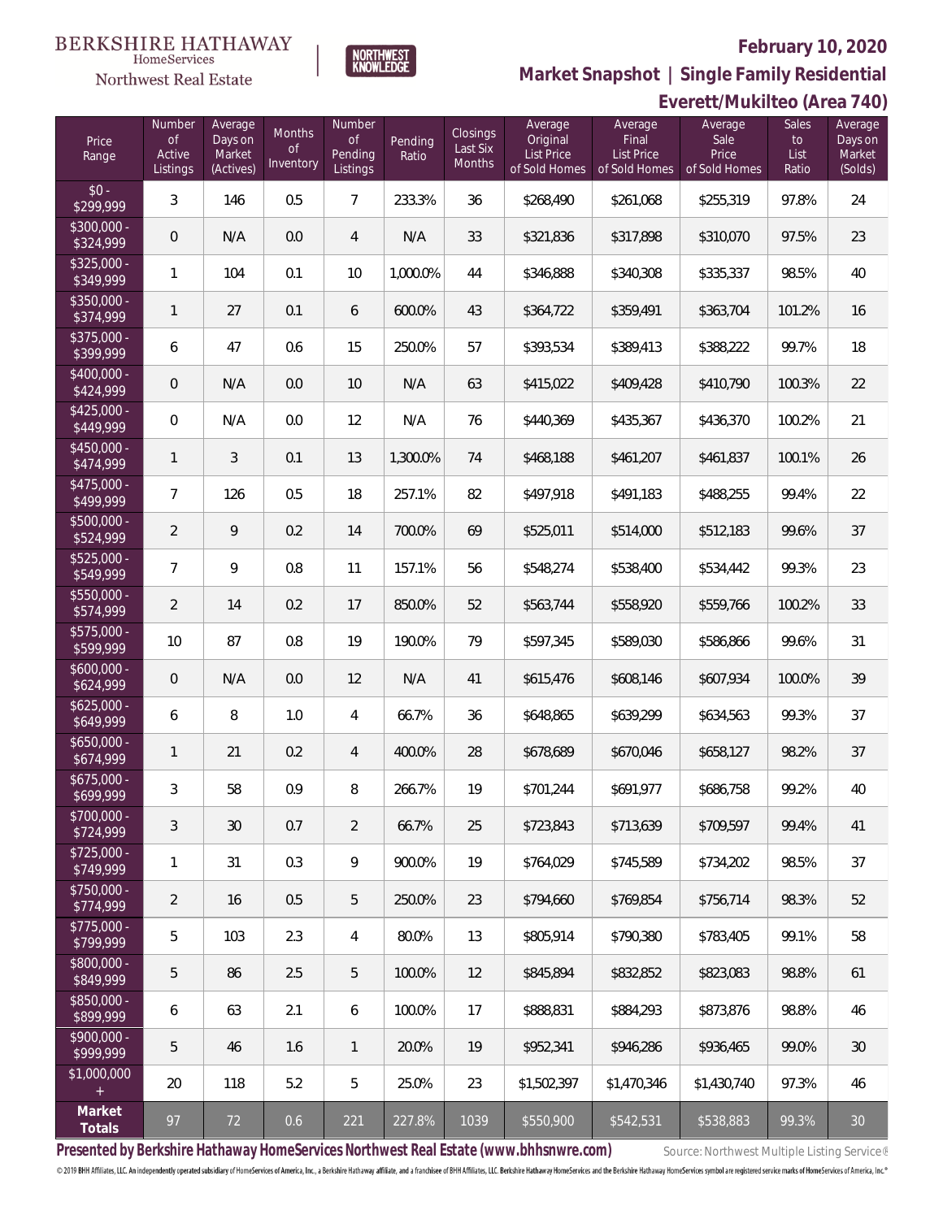BERKSHIRE HATHAWAY HomeServices Northwest Real Estate

NORTHWEST KNOWLEDGE

# February 10, 2020

## Market Snapshot | Single Family Residential

## Everett/Mukilteo (Area 740)

| Price Range | Number of Active Listings | Average Days on Market (Actives) | Months of Inventory | Number of Pending Listings | Pending Ratio | Closings Last Six Months | Average Original List Price of Sold Homes | Average Final List Price of Sold Homes | Average Sale Price of Sold Homes | Sales to List Ratio | Average Days on Market (Solds) |
|---|---|---|---|---|---|---|---|---|---|---|---|
| $0 - $299,999 | 3 | 146 | 0.5 | 7 | 233.3% | 36 | $268,490 | $261,068 | $255,319 | 97.8% | 24 |
| $300,000 - $324,999 | 0 | N/A | 0.0 | 4 | N/A | 33 | $321,836 | $317,898 | $310,070 | 97.5% | 23 |
| $325,000 - $349,999 | 1 | 104 | 0.1 | 10 | 1,000.0% | 44 | $346,888 | $340,308 | $335,337 | 98.5% | 40 |
| $350,000 - $374,999 | 1 | 27 | 0.1 | 6 | 600.0% | 43 | $364,722 | $359,491 | $363,704 | 101.2% | 16 |
| $375,000 - $399,999 | 6 | 47 | 0.6 | 15 | 250.0% | 57 | $393,534 | $389,413 | $388,222 | 99.7% | 18 |
| $400,000 - $424,999 | 0 | N/A | 0.0 | 10 | N/A | 63 | $415,022 | $409,428 | $410,790 | 100.3% | 22 |
| $425,000 - $449,999 | 0 | N/A | 0.0 | 12 | N/A | 76 | $440,369 | $435,367 | $436,370 | 100.2% | 21 |
| $450,000 - $474,999 | 1 | 3 | 0.1 | 13 | 1,300.0% | 74 | $468,188 | $461,207 | $461,837 | 100.1% | 26 |
| $475,000 - $499,999 | 7 | 126 | 0.5 | 18 | 257.1% | 82 | $497,918 | $491,183 | $488,255 | 99.4% | 22 |
| $500,000 - $524,999 | 2 | 9 | 0.2 | 14 | 700.0% | 69 | $525,011 | $514,000 | $512,183 | 99.6% | 37 |
| $525,000 - $549,999 | 7 | 9 | 0.8 | 11 | 157.1% | 56 | $548,274 | $538,400 | $534,442 | 99.3% | 23 |
| $550,000 - $574,999 | 2 | 14 | 0.2 | 17 | 850.0% | 52 | $563,744 | $558,920 | $559,766 | 100.2% | 33 |
| $575,000 - $599,999 | 10 | 87 | 0.8 | 19 | 190.0% | 79 | $597,345 | $589,030 | $586,866 | 99.6% | 31 |
| $600,000 - $624,999 | 0 | N/A | 0.0 | 12 | N/A | 41 | $615,476 | $608,146 | $607,934 | 100.0% | 39 |
| $625,000 - $649,999 | 6 | 8 | 1.0 | 4 | 66.7% | 36 | $648,865 | $639,299 | $634,563 | 99.3% | 37 |
| $650,000 - $674,999 | 1 | 21 | 0.2 | 4 | 400.0% | 28 | $678,689 | $670,046 | $658,127 | 98.2% | 37 |
| $675,000 - $699,999 | 3 | 58 | 0.9 | 8 | 266.7% | 19 | $701,244 | $691,977 | $686,758 | 99.2% | 40 |
| $700,000 - $724,999 | 3 | 30 | 0.7 | 2 | 66.7% | 25 | $723,843 | $713,639 | $709,597 | 99.4% | 41 |
| $725,000 - $749,999 | 1 | 31 | 0.3 | 9 | 900.0% | 19 | $764,029 | $745,589 | $734,202 | 98.5% | 37 |
| $750,000 - $774,999 | 2 | 16 | 0.5 | 5 | 250.0% | 23 | $794,660 | $769,854 | $756,714 | 98.3% | 52 |
| $775,000 - $799,999 | 5 | 103 | 2.3 | 4 | 80.0% | 13 | $805,914 | $790,380 | $783,405 | 99.1% | 58 |
| $800,000 - $849,999 | 5 | 86 | 2.5 | 5 | 100.0% | 12 | $845,894 | $832,852 | $823,083 | 98.8% | 61 |
| $850,000 - $899,999 | 6 | 63 | 2.1 | 6 | 100.0% | 17 | $888,831 | $884,293 | $873,876 | 98.8% | 46 |
| $900,000 - $999,999 | 5 | 46 | 1.6 | 1 | 20.0% | 19 | $952,341 | $946,286 | $936,465 | 99.0% | 30 |
| $1,000,000 + | 20 | 118 | 5.2 | 5 | 25.0% | 23 | $1,502,397 | $1,470,346 | $1,430,740 | 97.3% | 46 |
| **Market Totals** | 97 | 72 | 0.6 | 221 | 227.8% | 1039 | $550,900 | $542,531 | $538,883 | 99.3% | 30 |

**Presented by Berkshire Hathaway HomeServices Northwest Real Estate (www.bhhsnwre.com)**

Source: Northwest Multiple Listing Service®

© 2019 BHH Affiliates, LLC. An independently operated subsidiary of HomeServices of America, Inc., a Berkshire Hathaway affiliate, and a franchisee of BHH Affiliates, LLC. Berkshire Hathaway HomeServices and the Berkshire Hathaway HomeServices symbol are registered service marks of HomeServices of America, Inc.®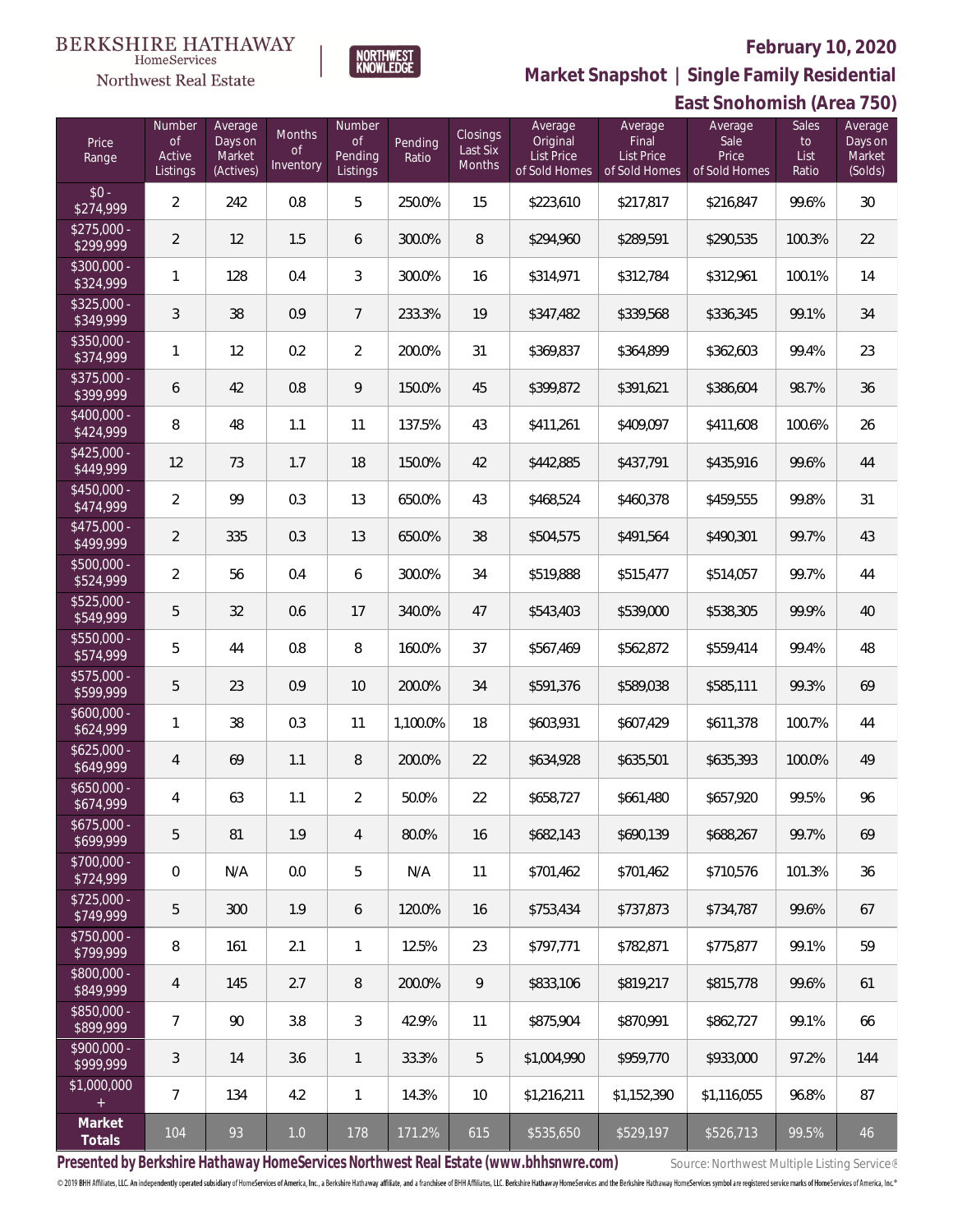BERKSHIRE HATHAWAY HomeServices Northwest Real Estate | NORTHWEST KNOWLEDGE

# February 10, 2020

## Market Snapshot | Single Family Residential

## East Snohomish (Area 750)

| Price Range | Number of Active Listings | Average Days on Market (Actives) | Months of Inventory | Number of Pending Listings | Pending Ratio | Closings Last Six Months | Average Original List Price of Sold Homes | Average Final List Price of Sold Homes | Average Sale Price of Sold Homes | Sales to List Ratio | Average Days on Market (Solds) |
|---|---|---|---|---|---|---|---|---|---|---|---|
| $0 - $274,999 | 2 | 242 | 0.8 | 5 | 250.0% | 15 | $223,610 | $217,817 | $216,847 | 99.6% | 30 |
| $275,000 - $299,999 | 2 | 12 | 1.5 | 6 | 300.0% | 8 | $294,960 | $289,591 | $290,535 | 100.3% | 22 |
| $300,000 - $324,999 | 1 | 128 | 0.4 | 3 | 300.0% | 16 | $314,971 | $312,784 | $312,961 | 100.1% | 14 |
| $325,000 - $349,999 | 3 | 38 | 0.9 | 7 | 233.3% | 19 | $347,482 | $339,568 | $336,345 | 99.1% | 34 |
| $350,000 - $374,999 | 1 | 12 | 0.2 | 2 | 200.0% | 31 | $369,837 | $364,899 | $362,603 | 99.4% | 23 |
| $375,000 - $399,999 | 6 | 42 | 0.8 | 9 | 150.0% | 45 | $399,872 | $391,621 | $386,604 | 98.7% | 36 |
| $400,000 - $424,999 | 8 | 48 | 1.1 | 11 | 137.5% | 43 | $411,261 | $409,097 | $411,608 | 100.6% | 26 |
| $425,000 - $449,999 | 12 | 73 | 1.7 | 18 | 150.0% | 42 | $442,885 | $437,791 | $435,916 | 99.6% | 44 |
| $450,000 - $474,999 | 2 | 99 | 0.3 | 13 | 650.0% | 43 | $468,524 | $460,378 | $459,555 | 99.8% | 31 |
| $475,000 - $499,999 | 2 | 335 | 0.3 | 13 | 650.0% | 38 | $504,575 | $491,564 | $490,301 | 99.7% | 43 |
| $500,000 - $524,999 | 2 | 56 | 0.4 | 6 | 300.0% | 34 | $519,888 | $515,477 | $514,057 | 99.7% | 44 |
| $525,000 - $549,999 | 5 | 32 | 0.6 | 17 | 340.0% | 47 | $543,403 | $539,000 | $538,305 | 99.9% | 40 |
| $550,000 - $574,999 | 5 | 44 | 0.8 | 8 | 160.0% | 37 | $567,469 | $562,872 | $559,414 | 99.4% | 48 |
| $575,000 - $599,999 | 5 | 23 | 0.9 | 10 | 200.0% | 34 | $591,376 | $589,038 | $585,111 | 99.3% | 69 |
| $600,000 - $624,999 | 1 | 38 | 0.3 | 11 | 1,100.0% | 18 | $603,931 | $607,429 | $611,378 | 100.7% | 44 |
| $625,000 - $649,999 | 4 | 69 | 1.1 | 8 | 200.0% | 22 | $634,928 | $635,501 | $635,393 | 100.0% | 49 |
| $650,000 - $674,999 | 4 | 63 | 1.1 | 2 | 50.0% | 22 | $658,727 | $661,480 | $657,920 | 99.5% | 96 |
| $675,000 - $699,999 | 5 | 81 | 1.9 | 4 | 80.0% | 16 | $682,143 | $690,139 | $688,267 | 99.7% | 69 |
| $700,000 - $724,999 | 0 | N/A | 0.0 | 5 | N/A | 11 | $701,462 | $701,462 | $710,576 | 101.3% | 36 |
| $725,000 - $749,999 | 5 | 300 | 1.9 | 6 | 120.0% | 16 | $753,434 | $737,873 | $734,787 | 99.6% | 67 |
| $750,000 - $799,999 | 8 | 161 | 2.1 | 1 | 12.5% | 23 | $797,771 | $782,871 | $775,877 | 99.1% | 59 |
| $800,000 - $849,999 | 4 | 145 | 2.7 | 8 | 200.0% | 9 | $833,106 | $819,217 | $815,778 | 99.6% | 61 |
| $850,000 - $899,999 | 7 | 90 | 3.8 | 3 | 42.9% | 11 | $875,904 | $870,991 | $862,727 | 99.1% | 66 |
| $900,000 - $999,999 | 3 | 14 | 3.6 | 1 | 33.3% | 5 | $1,004,990 | $959,770 | $933,000 | 97.2% | 144 |
| $1,000,000 + | 7 | 134 | 4.2 | 1 | 14.3% | 10 | $1,216,211 | $1,152,390 | $1,116,055 | 96.8% | 87 |
| **Market Totals** | 104 | 93 | 1.0 | 178 | 171.2% | 615 | $535,650 | $529,197 | $526,713 | 99.5% | 46 |

**Presented by Berkshire Hathaway HomeServices Northwest Real Estate (www.bhhsnwre.com)** Source: Northwest Multiple Listing Service®

© 2019 BHH Affiliates, LLC. An independently operated subsidiary of HomeServices of America, Inc., a Berkshire Hathaway affiliate, and a franchisee of BHH Affiliates, LLC. Berkshire Hathaway HomeServices and the Berkshire Hathaway HomeServices symbol are registered service marks of HomeServices of America, Inc.®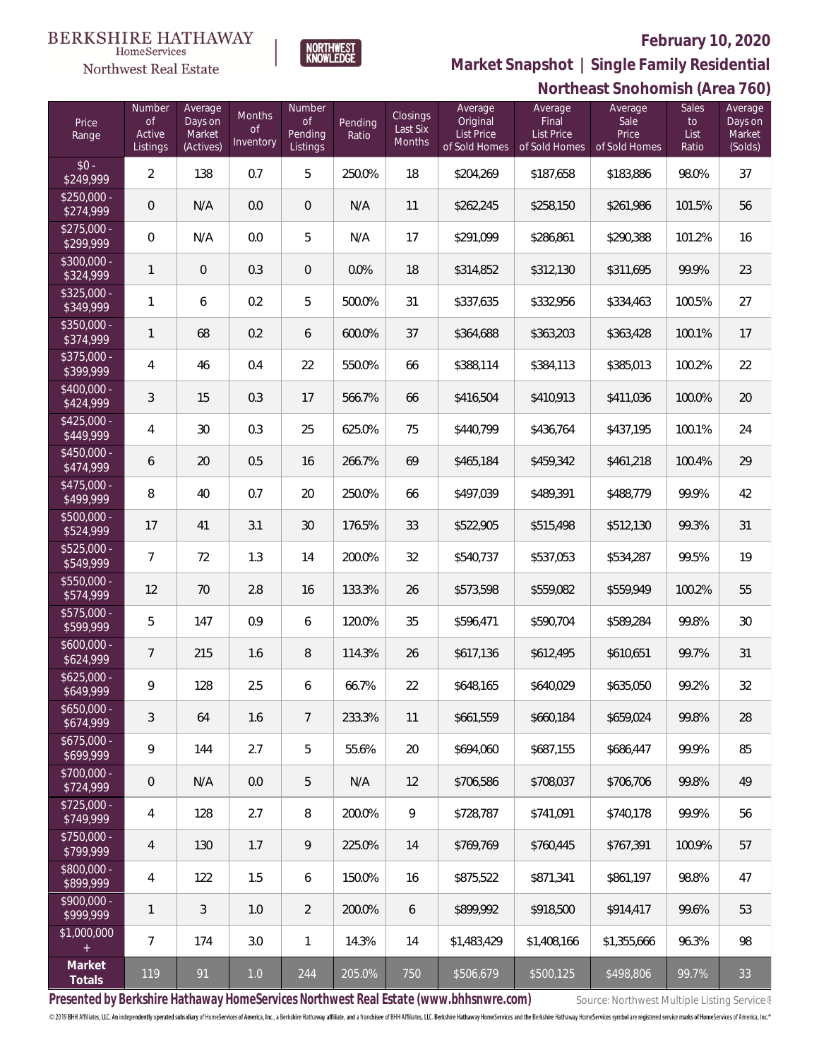BERKSHIRE HATHAWAY HomeServices Northwest Real Estate

NORTHWEST KNOWLEDGE

## February 10, 2020

## Market Snapshot | Single Family Residential

## Northeast Snohomish (Area 760)

| Price Range | Number of Active Listings | Average Days on Market (Actives) | Months of Inventory | Number of Pending Listings | Pending Ratio | Closings Last Six Months | Average Original List Price of Sold Homes | Average Final List Price of Sold Homes | Average Sale Price of Sold Homes | Sales to List Ratio | Average Days on Market (Solds) |
|---|---|---|---|---|---|---|---|---|---|---|---|
| $0 - $249,999 | 2 | 138 | 0.7 | 5 | 250.0% | 18 | $204,269 | $187,658 | $183,886 | 98.0% | 37 |
| $250,000 - $274,999 | 0 | N/A | 0.0 | 0 | N/A | 11 | $262,245 | $258,150 | $261,986 | 101.5% | 56 |
| $275,000 - $299,999 | 0 | N/A | 0.0 | 5 | N/A | 17 | $291,099 | $286,861 | $290,388 | 101.2% | 16 |
| $300,000 - $324,999 | 1 | 0 | 0.3 | 0 | 0.0% | 18 | $314,852 | $312,130 | $311,695 | 99.9% | 23 |
| $325,000 - $349,999 | 1 | 6 | 0.2 | 5 | 500.0% | 31 | $337,635 | $332,956 | $334,463 | 100.5% | 27 |
| $350,000 - $374,999 | 1 | 68 | 0.2 | 6 | 600.0% | 37 | $364,688 | $363,203 | $363,428 | 100.1% | 17 |
| $375,000 - $399,999 | 4 | 46 | 0.4 | 22 | 550.0% | 66 | $388,114 | $384,113 | $385,013 | 100.2% | 22 |
| $400,000 - $424,999 | 3 | 15 | 0.3 | 17 | 566.7% | 66 | $416,504 | $410,913 | $411,036 | 100.0% | 20 |
| $425,000 - $449,999 | 4 | 30 | 0.3 | 25 | 625.0% | 75 | $440,799 | $436,764 | $437,195 | 100.1% | 24 |
| $450,000 - $474,999 | 6 | 20 | 0.5 | 16 | 266.7% | 69 | $465,184 | $459,342 | $461,218 | 100.4% | 29 |
| $475,000 - $499,999 | 8 | 40 | 0.7 | 20 | 250.0% | 66 | $497,039 | $489,391 | $488,779 | 99.9% | 42 |
| $500,000 - $524,999 | 17 | 41 | 3.1 | 30 | 176.5% | 33 | $522,905 | $515,498 | $512,130 | 99.3% | 31 |
| $525,000 - $549,999 | 7 | 72 | 1.3 | 14 | 200.0% | 32 | $540,737 | $537,053 | $534,287 | 99.5% | 19 |
| $550,000 - $574,999 | 12 | 70 | 2.8 | 16 | 133.3% | 26 | $573,598 | $559,082 | $559,949 | 100.2% | 55 |
| $575,000 - $599,999 | 5 | 147 | 0.9 | 6 | 120.0% | 35 | $596,471 | $590,704 | $589,284 | 99.8% | 30 |
| $600,000 - $624,999 | 7 | 215 | 1.6 | 8 | 114.3% | 26 | $617,136 | $612,495 | $610,651 | 99.7% | 31 |
| $625,000 - $649,999 | 9 | 128 | 2.5 | 6 | 66.7% | 22 | $648,165 | $640,029 | $635,050 | 99.2% | 32 |
| $650,000 - $674,999 | 3 | 64 | 1.6 | 7 | 233.3% | 11 | $661,559 | $660,184 | $659,024 | 99.8% | 28 |
| $675,000 - $699,999 | 9 | 144 | 2.7 | 5 | 55.6% | 20 | $694,060 | $687,155 | $686,447 | 99.9% | 85 |
| $700,000 - $724,999 | 0 | N/A | 0.0 | 5 | N/A | 12 | $706,586 | $708,037 | $706,706 | 99.8% | 49 |
| $725,000 - $749,999 | 4 | 128 | 2.7 | 8 | 200.0% | 9 | $728,787 | $741,091 | $740,178 | 99.9% | 56 |
| $750,000 - $799,999 | 4 | 130 | 1.7 | 9 | 225.0% | 14 | $769,769 | $760,445 | $767,391 | 100.9% | 57 |
| $800,000 - $899,999 | 4 | 122 | 1.5 | 6 | 150.0% | 16 | $875,522 | $871,341 | $861,197 | 98.8% | 47 |
| $900,000 - $999,999 | 1 | 3 | 1.0 | 2 | 200.0% | 6 | $899,992 | $918,500 | $914,417 | 99.6% | 53 |
| $1,000,000 + | 7 | 174 | 3.0 | 1 | 14.3% | 14 | $1,483,429 | $1,408,166 | $1,355,666 | 96.3% | 98 |
| **Market Totals** | 119 | 91 | 1.0 | 244 | 205.0% | 750 | $506,679 | $500,125 | $498,806 | 99.7% | 33 |

**Presented by Berkshire Hathaway HomeServices Northwest Real Estate (www.bhhsnwre.com)**

Source: Northwest Multiple Listing Service®

© 2019 BHH Affiliates, LLC. An independently operated subsidiary of HomeServices of America, Inc., a Berkshire Hathaway affiliate, and a franchisee of BHH Affiliates, LLC. Berkshire Hathaway HomeServices and the Berkshire Hathaway HomeServices symbol are registered service marks of HomeServices of America, Inc.®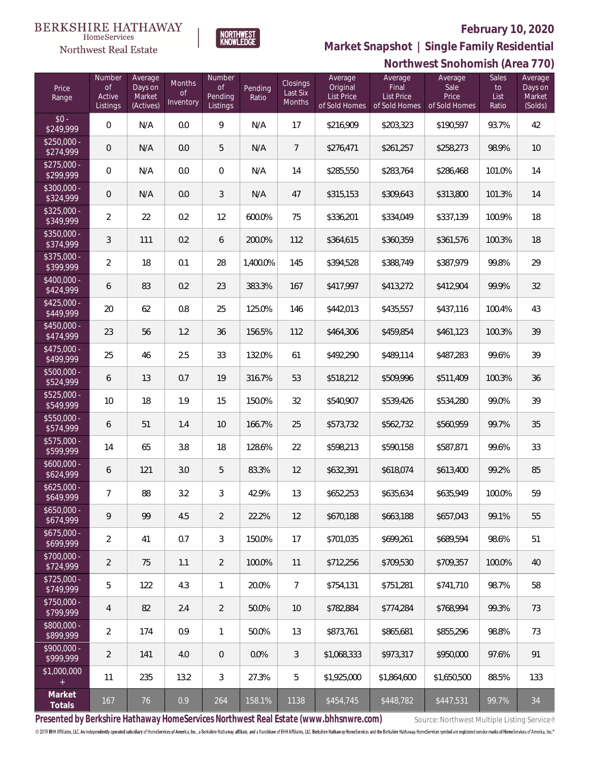BERKSHIRE HATHAWAY HomeServices Northwest Real Estate | NORTHWEST KNOWLEDGE

**February 10, 2020**

## Market Snapshot | Single Family Residential

### Northwest Snohomish (Area 770)

| Price Range | Number of Active Listings | Average Days on Market (Actives) | Months of Inventory | Number of Pending Listings | Pending Ratio | Closings Last Six Months | Average Original List Price of Sold Homes | Average Final List Price of Sold Homes | Average Sale Price of Sold Homes | Sales to List Ratio | Average Days on Market (Solds) |
|---|---|---|---|---|---|---|---|---|---|---|---|
| $0 - $249,999 | 0 | N/A | 0.0 | 9 | N/A | 17 | $216,909 | $203,323 | $190,597 | 93.7% | 42 |
| $250,000 - $274,999 | 0 | N/A | 0.0 | 5 | N/A | 7 | $276,471 | $261,257 | $258,273 | 98.9% | 10 |
| $275,000 - $299,999 | 0 | N/A | 0.0 | 0 | N/A | 14 | $285,550 | $283,764 | $286,468 | 101.0% | 14 |
| $300,000 - $324,999 | 0 | N/A | 0.0 | 3 | N/A | 47 | $315,153 | $309,643 | $313,800 | 101.3% | 14 |
| $325,000 - $349,999 | 2 | 22 | 0.2 | 12 | 600.0% | 75 | $336,201 | $334,049 | $337,139 | 100.9% | 18 |
| $350,000 - $374,999 | 3 | 111 | 0.2 | 6 | 200.0% | 112 | $364,615 | $360,359 | $361,576 | 100.3% | 18 |
| $375,000 - $399,999 | 2 | 18 | 0.1 | 28 | 1,400.0% | 145 | $394,528 | $388,749 | $387,979 | 99.8% | 29 |
| $400,000 - $424,999 | 6 | 83 | 0.2 | 23 | 383.3% | 167 | $417,997 | $413,272 | $412,904 | 99.9% | 32 |
| $425,000 - $449,999 | 20 | 62 | 0.8 | 25 | 125.0% | 146 | $442,013 | $435,557 | $437,116 | 100.4% | 43 |
| $450,000 - $474,999 | 23 | 56 | 1.2 | 36 | 156.5% | 112 | $464,306 | $459,854 | $461,123 | 100.3% | 39 |
| $475,000 - $499,999 | 25 | 46 | 2.5 | 33 | 132.0% | 61 | $492,290 | $489,114 | $487,283 | 99.6% | 39 |
| $500,000 - $524,999 | 6 | 13 | 0.7 | 19 | 316.7% | 53 | $518,212 | $509,996 | $511,409 | 100.3% | 36 |
| $525,000 - $549,999 | 10 | 18 | 1.9 | 15 | 150.0% | 32 | $540,907 | $539,426 | $534,280 | 99.0% | 39 |
| $550,000 - $574,999 | 6 | 51 | 1.4 | 10 | 166.7% | 25 | $573,732 | $562,732 | $560,959 | 99.7% | 35 |
| $575,000 - $599,999 | 14 | 65 | 3.8 | 18 | 128.6% | 22 | $598,213 | $590,158 | $587,871 | 99.6% | 33 |
| $600,000 - $624,999 | 6 | 121 | 3.0 | 5 | 83.3% | 12 | $632,391 | $618,074 | $613,400 | 99.2% | 85 |
| $625,000 - $649,999 | 7 | 88 | 3.2 | 3 | 42.9% | 13 | $652,253 | $635,634 | $635,949 | 100.0% | 59 |
| $650,000 - $674,999 | 9 | 99 | 4.5 | 2 | 22.2% | 12 | $670,188 | $663,188 | $657,043 | 99.1% | 55 |
| $675,000 - $699,999 | 2 | 41 | 0.7 | 3 | 150.0% | 17 | $701,035 | $699,261 | $689,594 | 98.6% | 51 |
| $700,000 - $724,999 | 2 | 75 | 1.1 | 2 | 100.0% | 11 | $712,256 | $709,530 | $709,357 | 100.0% | 40 |
| $725,000 - $749,999 | 5 | 122 | 4.3 | 1 | 20.0% | 7 | $754,131 | $751,281 | $741,710 | 98.7% | 58 |
| $750,000 - $799,999 | 4 | 82 | 2.4 | 2 | 50.0% | 10 | $782,884 | $774,284 | $768,994 | 99.3% | 73 |
| $800,000 - $899,999 | 2 | 174 | 0.9 | 1 | 50.0% | 13 | $873,761 | $865,681 | $855,296 | 98.8% | 73 |
| $900,000 - $999,999 | 2 | 141 | 4.0 | 0 | 0.0% | 3 | $1,068,333 | $973,317 | $950,000 | 97.6% | 91 |
| $1,000,000 + | 11 | 235 | 13.2 | 3 | 27.3% | 5 | $1,925,000 | $1,864,600 | $1,650,500 | 88.5% | 133 |
| **Market Totals** | 167 | 76 | 0.9 | 264 | 158.1% | 1138 | $454,745 | $448,782 | $447,531 | 99.7% | 34 |

**Presented by Berkshire Hathaway HomeServices Northwest Real Estate (www.bhhsnwre.com)**

Source: Northwest Multiple Listing Service®

© 2019 BHH Affiliates, LLC. An independently operated subsidiary of HomeServices of America, Inc., a Berkshire Hathaway affiliate, and a franchisee of BHH Affiliates, LLC. Berkshire Hathaway HomeServices and the Berkshire Hathaway HomeServices symbol are registered service marks of HomeServices of America, Inc.®